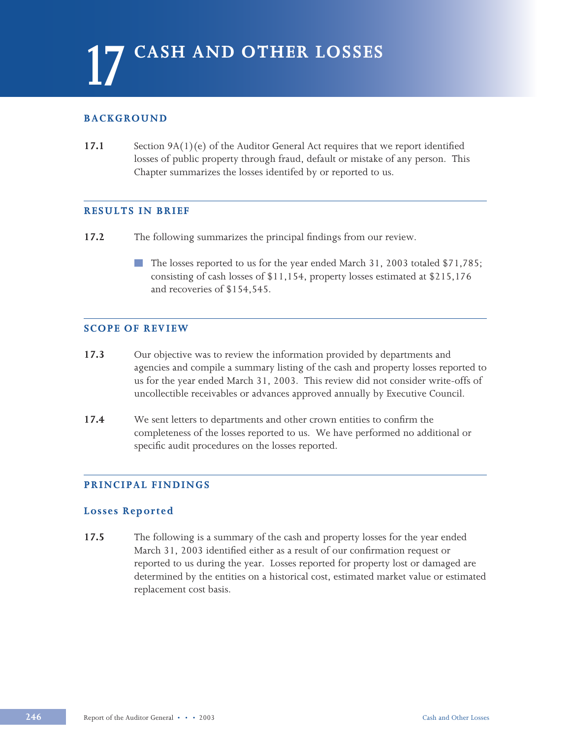# 17 CASH AND OTHER LOSSES

## BACKGROUND

**17.1** Section 9A(1)(e) of the Auditor General Act requires that we report identified losses of public property through fraud, default or mistake of any person. This Chapter summarizes the losses identifed by or reported to us.

## RESULTS IN BRIEF

**17.2** The following summarizes the principal findings from our review.

- The losses reported to us for the year ended March 31, 2003 totaled $71,785; consisting of cash losses of $11,154, property losses estimated at $215,176 and recoveries of $154,545.

## SCOPE OF REVIEW

**17.3** Our objective was to review the information provided by departments and agencies and compile a summary listing of the cash and property losses reported to us for the year ended March 31, 2003. This review did not consider write-offs of uncollectible receivables or advances approved annually by Executive Council.

**17.4** We sent letters to departments and other crown entities to confirm the completeness of the losses reported to us. We have performed no additional or specific audit procedures on the losses reported.

## PRINCIPAL FINDINGS

### Losses Reported

**17.5** The following is a summary of the cash and property losses for the year ended March 31, 2003 identified either as a result of our confirmation request or reported to us during the year. Losses reported for property lost or damaged are determined by the entities on a historical cost, estimated market value or estimated replacement cost basis.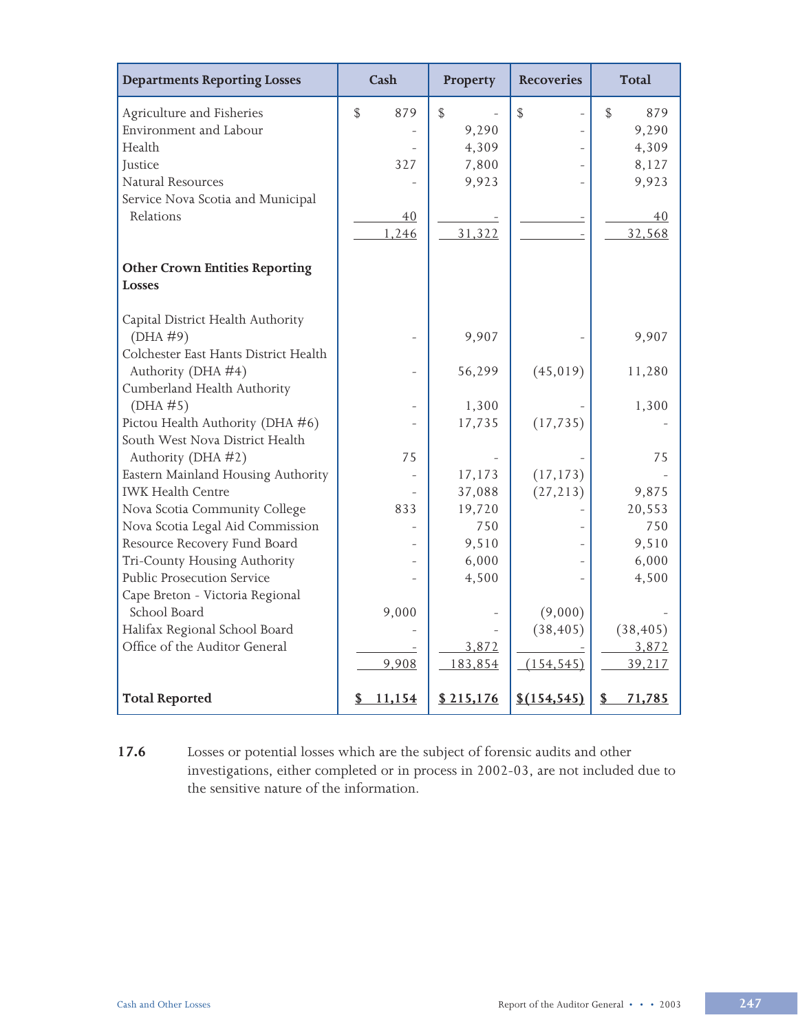| Departments Reporting Losses | Cash | Property | Recoveries | Total |
|---|---|---|---|---|
| Agriculture and Fisheries | $ 879 | $ - | $ - | $ 879 |
| Environment and Labour | - | 9,290 | - | 9,290 |
| Health | - | 4,309 | - | 4,309 |
| Justice | 327 | 7,800 | - | 8,127 |
| Natural Resources | - | 9,923 | - | 9,923 |
| Service Nova Scotia and Municipal Relations | 40 | - | - | 40 |
| | 1,246 | 31,322 | - | 32,568 |
| **Other Crown Entities Reporting Losses** | | | | |
| Capital District Health Authority (DHA #9) | - | 9,907 | - | 9,907 |
| Colchester East Hants District Health Authority (DHA #4) | - | 56,299 | (45,019) | 11,280 |
| Cumberland Health Authority (DHA #5) | - | 1,300 | - | 1,300 |
| Pictou Health Authority (DHA #6) | - | 17,735 | (17,735) | - |
| South West Nova District Health Authority (DHA #2) | 75 | - | - | 75 |
| Eastern Mainland Housing Authority | - | 17,173 | (17,173) | - |
| IWK Health Centre | - | 37,088 | (27,213) | 9,875 |
| Nova Scotia Community College | 833 | 19,720 | - | 20,553 |
| Nova Scotia Legal Aid Commission | - | 750 | - | 750 |
| Resource Recovery Fund Board | - | 9,510 | - | 9,510 |
| Tri-County Housing Authority | - | 6,000 | - | 6,000 |
| Public Prosecution Service | - | 4,500 | - | 4,500 |
| Cape Breton - Victoria Regional School Board | 9,000 | - | (9,000) | - |
| Halifax Regional School Board | - | - | (38,405) | (38,405) |
| Office of the Auditor General | - | 3,872 | - | 3,872 |
| | 9,908 | 183,854 | (154,545) | 39,217 |
| **Total Reported** | **$ 11,154** | **$ 215,176** | **$(154,545)** | **$ 71,785** |

**17.6** Losses or potential losses which are the subject of forensic audits and other investigations, either completed or in process in 2002-03, are not included due to the sensitive nature of the information.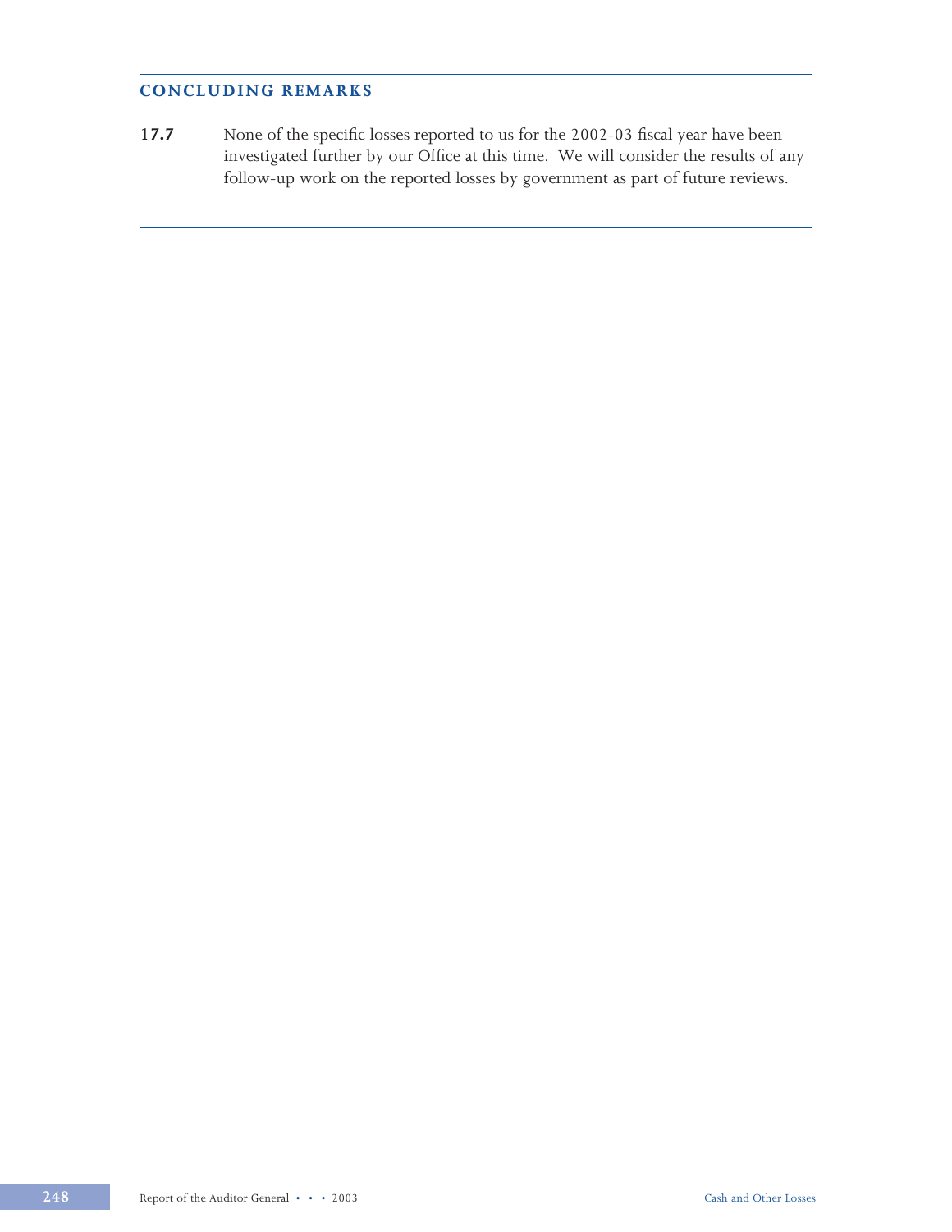## CONCLUDING REMARKS

**17.7** None of the specific losses reported to us for the 2002-03 fiscal year have been investigated further by our Office at this time. We will consider the results of any follow-up work on the reported losses by government as part of future reviews.